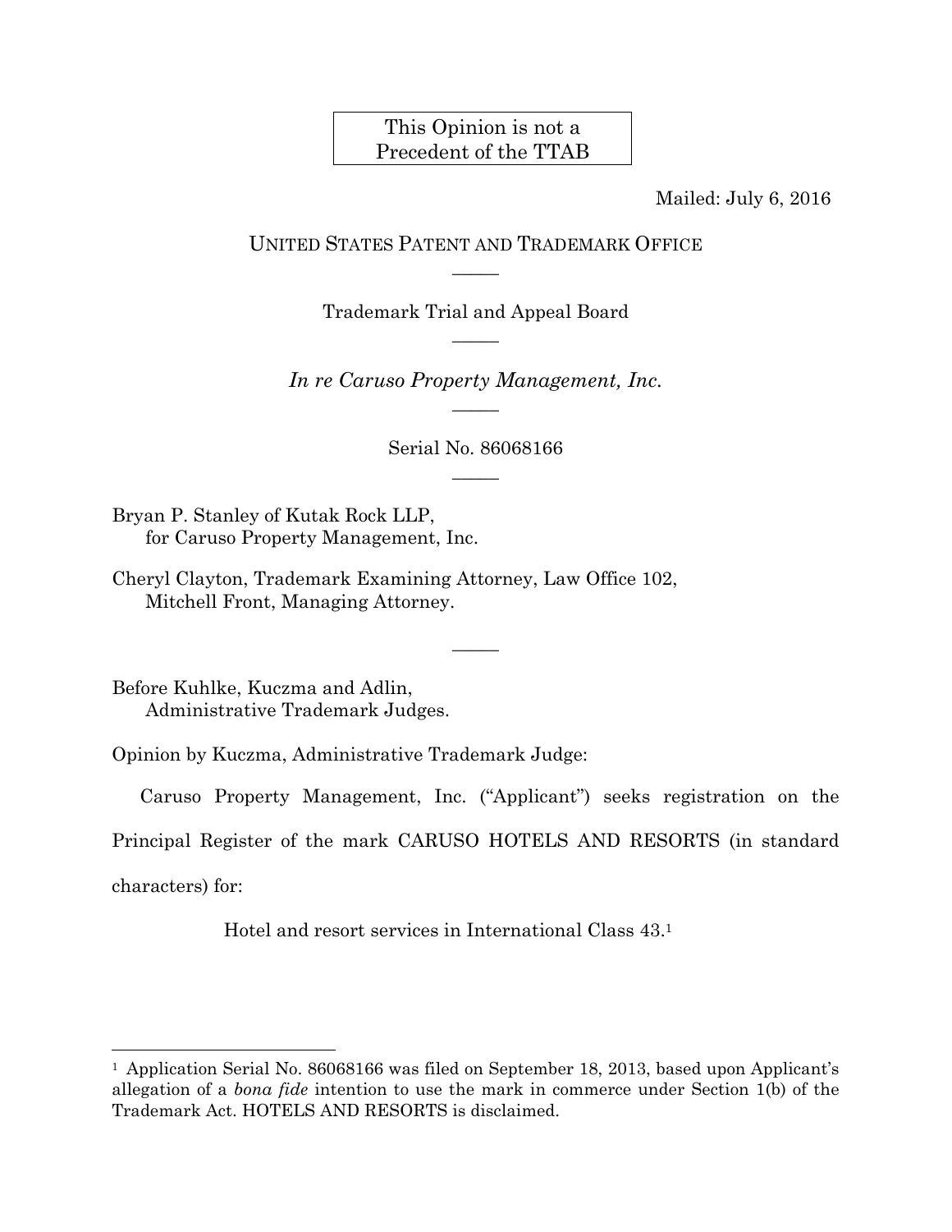This Opinion is not a Precedent of the TTAB

Mailed: July 6, 2016

UNITED STATES PATENT AND TRADEMARK OFFICE

Trademark Trial and Appeal Board

*In re Caruso Property Management, Inc.*

Serial No. 86068166

Bryan P. Stanley of Kutak Rock LLP,
for Caruso Property Management, Inc.

Cheryl Clayton, Trademark Examining Attorney, Law Office 102,
Mitchell Front, Managing Attorney.

Before Kuhlke, Kuczma and Adlin,
Administrative Trademark Judges.

Opinion by Kuczma, Administrative Trademark Judge:

Caruso Property Management, Inc. ("Applicant") seeks registration on the Principal Register of the mark CARUSO HOTELS AND RESORTS (in standard characters) for:

Hotel and resort services in International Class 43.[1]

---

[1] Application Serial No. 86068166 was filed on September 18, 2013, based upon Applicant's allegation of a *bona fide* intention to use the mark in commerce under Section 1(b) of the Trademark Act. HOTELS AND RESORTS is disclaimed.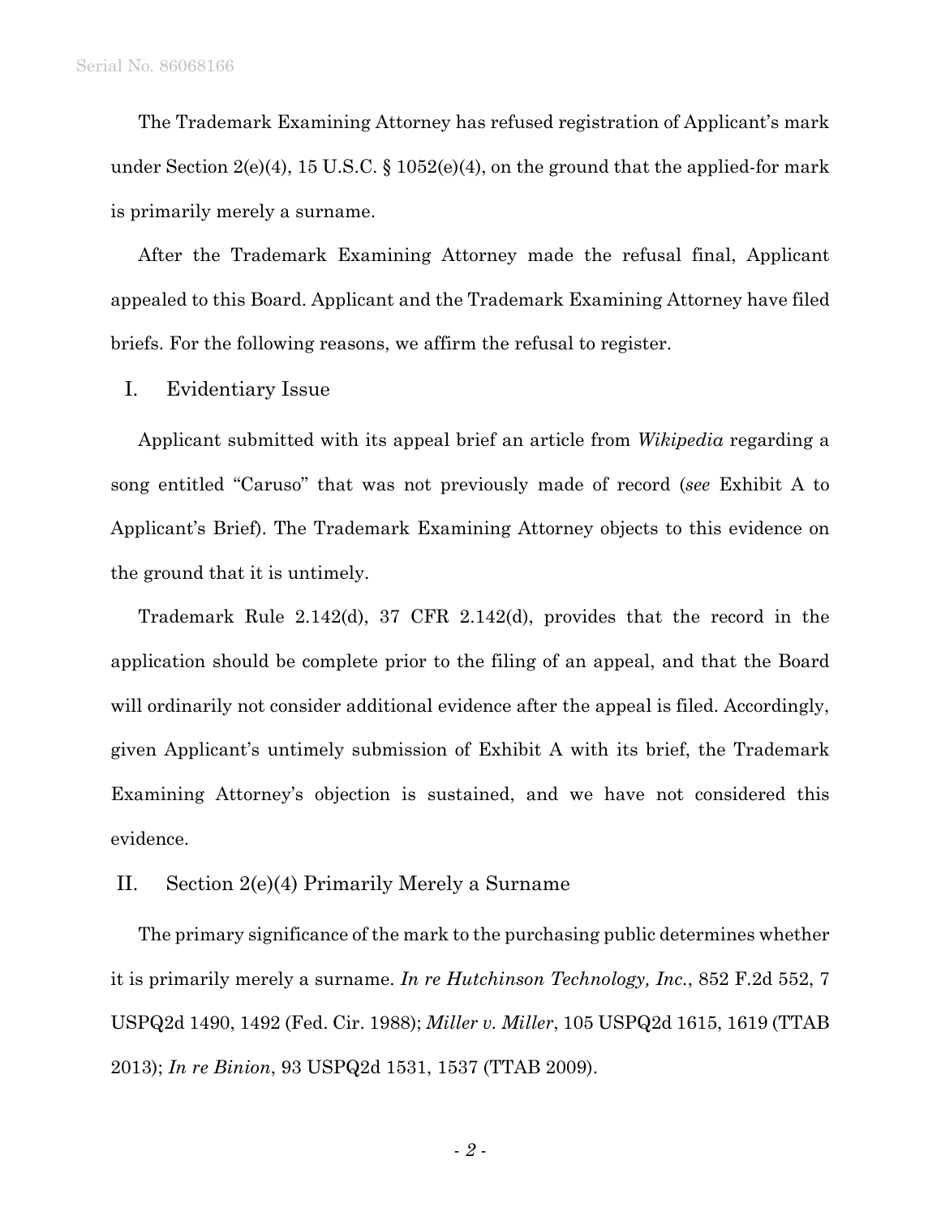The Trademark Examining Attorney has refused registration of Applicant's mark under Section 2(e)(4), 15 U.S.C. § 1052(e)(4), on the ground that the applied-for mark is primarily merely a surname.

After the Trademark Examining Attorney made the refusal final, Applicant appealed to this Board. Applicant and the Trademark Examining Attorney have filed briefs. For the following reasons, we affirm the refusal to register.

## I. Evidentiary Issue

Applicant submitted with its appeal brief an article from *Wikipedia* regarding a song entitled "Caruso" that was not previously made of record (*see* Exhibit A to Applicant's Brief). The Trademark Examining Attorney objects to this evidence on the ground that it is untimely.

Trademark Rule 2.142(d), 37 CFR 2.142(d), provides that the record in the application should be complete prior to the filing of an appeal, and that the Board will ordinarily not consider additional evidence after the appeal is filed. Accordingly, given Applicant's untimely submission of Exhibit A with its brief, the Trademark Examining Attorney's objection is sustained, and we have not considered this evidence.

## II. Section 2(e)(4) Primarily Merely a Surname

The primary significance of the mark to the purchasing public determines whether it is primarily merely a surname. *In re Hutchinson Technology, Inc.*, 852 F.2d 552, 7 USPQ2d 1490, 1492 (Fed. Cir. 1988); *Miller v. Miller*, 105 USPQ2d 1615, 1619 (TTAB 2013); *In re Binion*, 93 USPQ2d 1531, 1537 (TTAB 2009).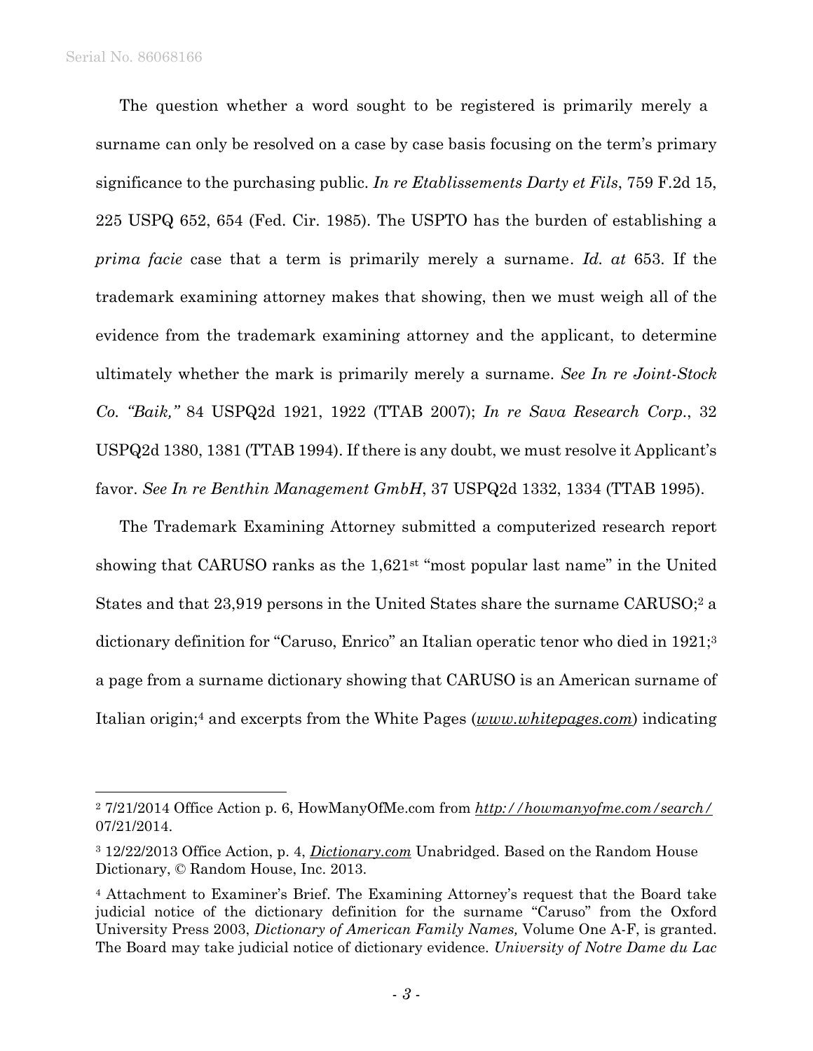The question whether a word sought to be registered is primarily merely a surname can only be resolved on a case by case basis focusing on the term's primary significance to the purchasing public. *In re Etablissements Darty et Fils*, 759 F.2d 15, 225 USPQ 652, 654 (Fed. Cir. 1985). The USPTO has the burden of establishing a *prima facie* case that a term is primarily merely a surname. *Id. at* 653. If the trademark examining attorney makes that showing, then we must weigh all of the evidence from the trademark examining attorney and the applicant, to determine ultimately whether the mark is primarily merely a surname. *See In re Joint-Stock Co. "Baik,"* 84 USPQ2d 1921, 1922 (TTAB 2007); *In re Sava Research Corp*., 32 USPQ2d 1380, 1381 (TTAB 1994). If there is any doubt, we must resolve it Applicant's favor. *See In re Benthin Management GmbH*, 37 USPQ2d 1332, 1334 (TTAB 1995).

The Trademark Examining Attorney submitted a computerized research report showing that CARUSO ranks as the 1,621st "most popular last name" in the United States and that 23,919 persons in the United States share the surname CARUSO;[2] a dictionary definition for "Caruso, Enrico" an Italian operatic tenor who died in 1921;[3] a page from a surname dictionary showing that CARUSO is an American surname of Italian origin;[4] and excerpts from the White Pages (www.whitepages.com) indicating

---

[2] 7/21/2014 Office Action p. 6, HowManyOfMe.com from *http://howmanyofme.com/search/* 07/21/2014.

[3] 12/22/2013 Office Action, p. 4, *Dictionary.com* Unabridged. Based on the Random House Dictionary, © Random House, Inc. 2013.

[4] Attachment to Examiner's Brief. The Examining Attorney's request that the Board take judicial notice of the dictionary definition for the surname "Caruso" from the Oxford University Press 2003, *Dictionary of American Family Names,* Volume One A-F, is granted. The Board may take judicial notice of dictionary evidence. *University of Notre Dame du Lac*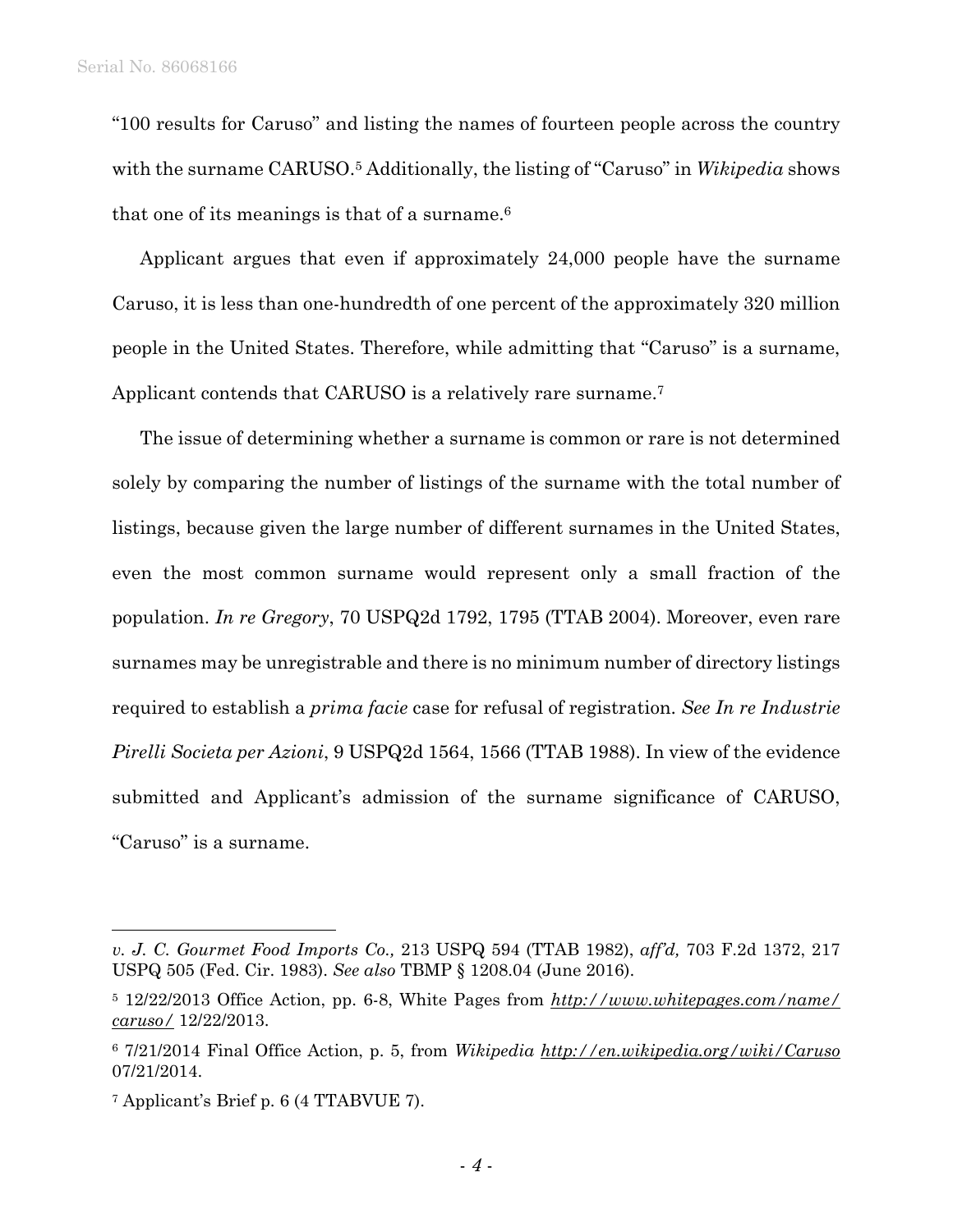"100 results for Caruso" and listing the names of fourteen people across the country with the surname CARUSO.[5] Additionally, the listing of "Caruso" in *Wikipedia* shows that one of its meanings is that of a surname.[6]

Applicant argues that even if approximately 24,000 people have the surname Caruso, it is less than one-hundredth of one percent of the approximately 320 million people in the United States. Therefore, while admitting that "Caruso" is a surname, Applicant contends that CARUSO is a relatively rare surname.[7]

The issue of determining whether a surname is common or rare is not determined solely by comparing the number of listings of the surname with the total number of listings, because given the large number of different surnames in the United States, even the most common surname would represent only a small fraction of the population. *In re Gregory*, 70 USPQ2d 1792, 1795 (TTAB 2004). Moreover, even rare surnames may be unregistrable and there is no minimum number of directory listings required to establish a *prima facie* case for refusal of registration. *See In re Industrie Pirelli Societa per Azioni*, 9 USPQ2d 1564, 1566 (TTAB 1988). In view of the evidence submitted and Applicant's admission of the surname significance of CARUSO, "Caruso" is a surname.

---

*v. J. C. Gourmet Food Imports Co.,* 213 USPQ 594 (TTAB 1982), *aff'd,* 703 F.2d 1372, 217 USPQ 505 (Fed. Cir. 1983). *See also* TBMP § 1208.04 (June 2016).

[5] 12/22/2013 Office Action, pp. 6-8, White Pages from *http://www.whitepages.com/name/caruso/* 12/22/2013.

[6] 7/21/2014 Final Office Action, p. 5, from *Wikipedia* *http://en.wikipedia.org/wiki/Caruso* 07/21/2014.

[7] Applicant's Brief p. 6 (4 TTABVUE 7).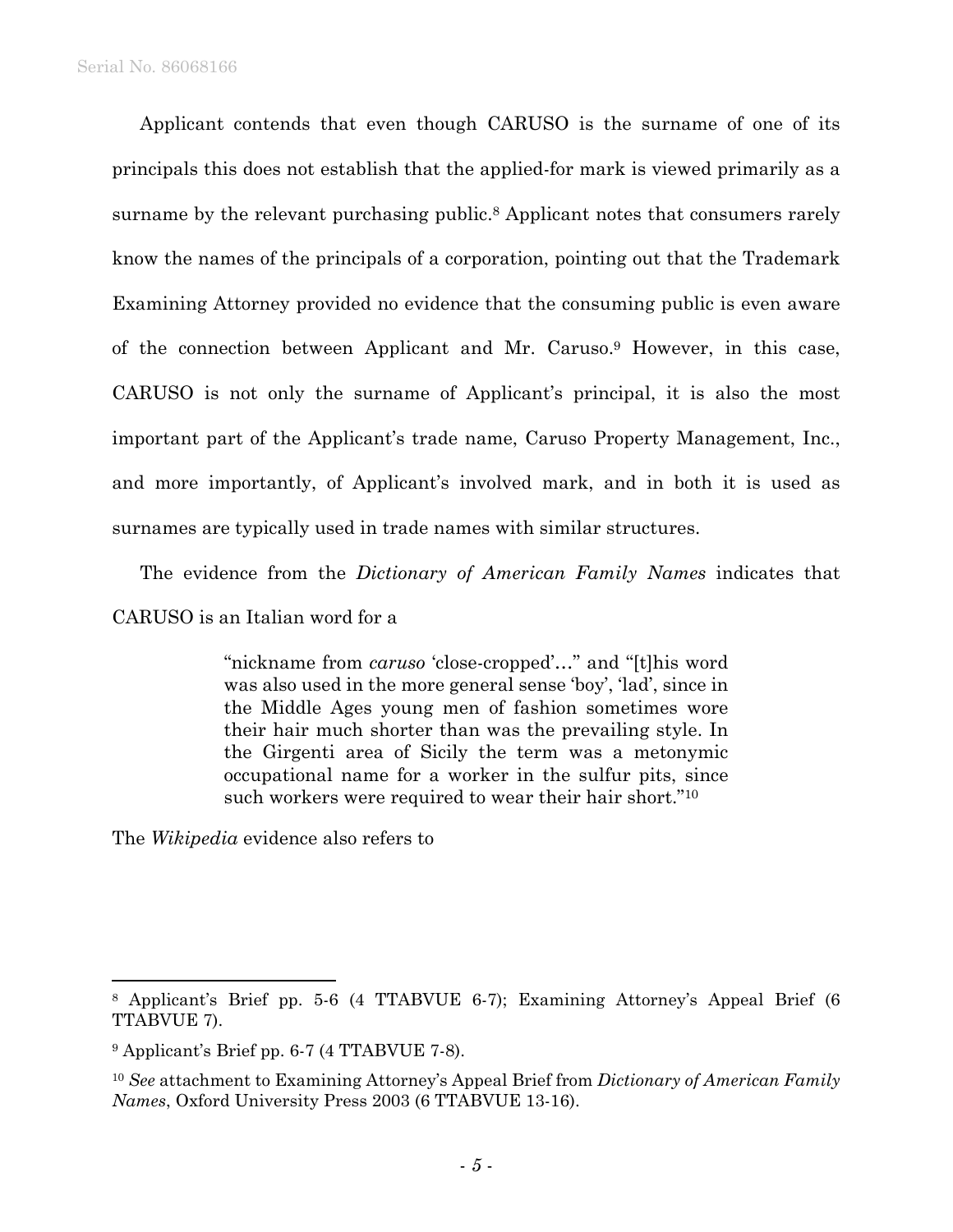Applicant contends that even though CARUSO is the surname of one of its principals this does not establish that the applied-for mark is viewed primarily as a surname by the relevant purchasing public.[8] Applicant notes that consumers rarely know the names of the principals of a corporation, pointing out that the Trademark Examining Attorney provided no evidence that the consuming public is even aware of the connection between Applicant and Mr. Caruso.[9] However, in this case, CARUSO is not only the surname of Applicant's principal, it is also the most important part of the Applicant's trade name, Caruso Property Management, Inc., and more importantly, of Applicant's involved mark, and in both it is used as surnames are typically used in trade names with similar structures.

The evidence from the *Dictionary of American Family Names* indicates that CARUSO is an Italian word for a

> "nickname from *caruso* 'close-cropped'…" and "[t]his word was also used in the more general sense 'boy', 'lad', since in the Middle Ages young men of fashion sometimes wore their hair much shorter than was the prevailing style. In the Girgenti area of Sicily the term was a metonymic occupational name for a worker in the sulfur pits, since such workers were required to wear their hair short."[10]

The *Wikipedia* evidence also refers to

---

[8] Applicant's Brief pp. 5-6 (4 TTABVUE 6-7); Examining Attorney's Appeal Brief (6 TTABVUE 7).

[9] Applicant's Brief pp. 6-7 (4 TTABVUE 7-8).

[10] *See* attachment to Examining Attorney's Appeal Brief from *Dictionary of American Family Names*, Oxford University Press 2003 (6 TTABVUE 13-16).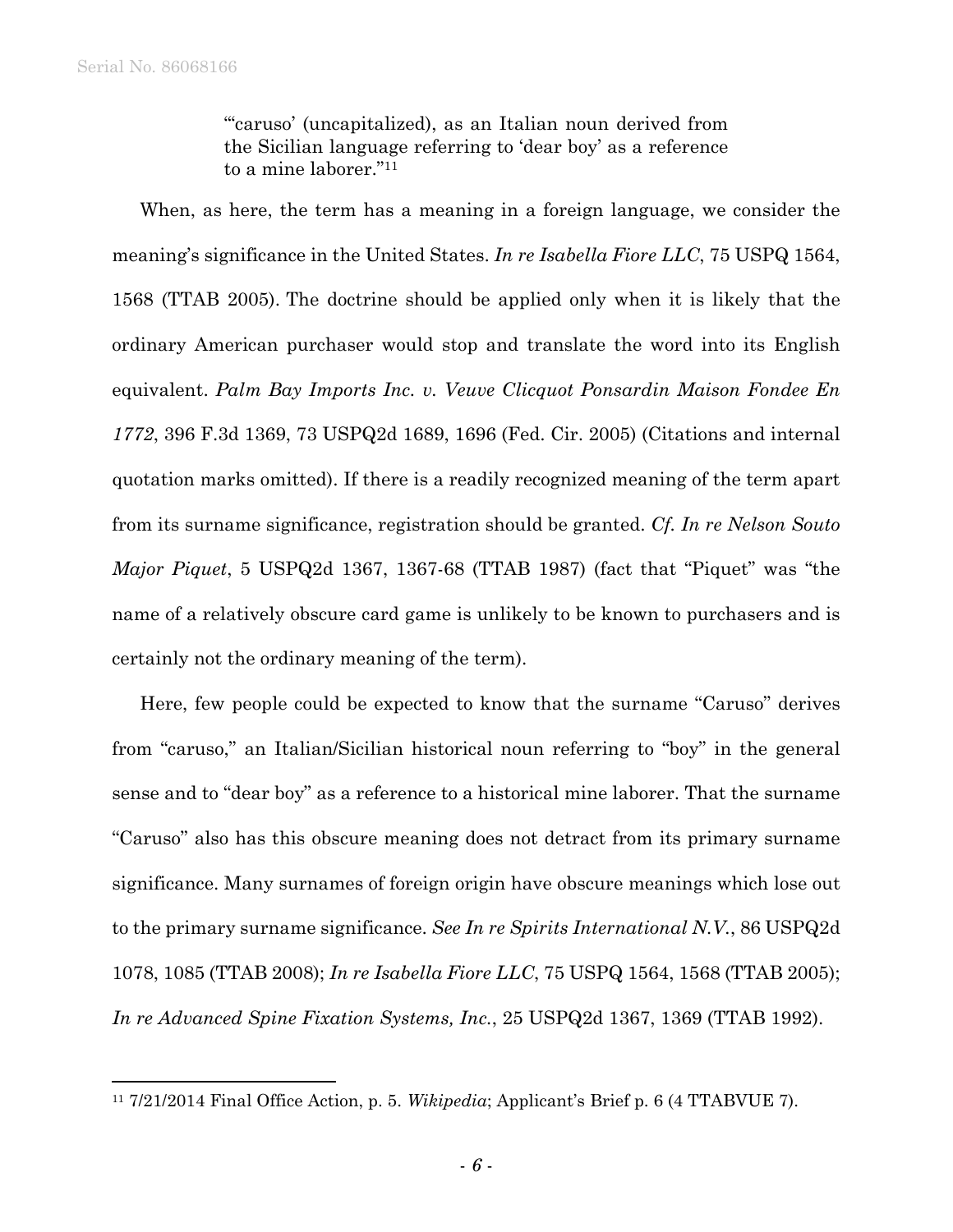> "'caruso' (uncapitalized), as an Italian noun derived from the Sicilian language referring to 'dear boy' as a reference to a mine laborer."[11]

When, as here, the term has a meaning in a foreign language, we consider the meaning's significance in the United States. *In re Isabella Fiore LLC*, 75 USPQ 1564, 1568 (TTAB 2005). The doctrine should be applied only when it is likely that the ordinary American purchaser would stop and translate the word into its English equivalent. *Palm Bay Imports Inc. v. Veuve Clicquot Ponsardin Maison Fondee En 1772*, 396 F.3d 1369, 73 USPQ2d 1689, 1696 (Fed. Cir. 2005) (Citations and internal quotation marks omitted). If there is a readily recognized meaning of the term apart from its surname significance, registration should be granted. *Cf. In re Nelson Souto Major Piquet*, 5 USPQ2d 1367, 1367-68 (TTAB 1987) (fact that "Piquet" was "the name of a relatively obscure card game is unlikely to be known to purchasers and is certainly not the ordinary meaning of the term).

Here, few people could be expected to know that the surname "Caruso" derives from "caruso," an Italian/Sicilian historical noun referring to "boy" in the general sense and to "dear boy" as a reference to a historical mine laborer. That the surname "Caruso" also has this obscure meaning does not detract from its primary surname significance. Many surnames of foreign origin have obscure meanings which lose out to the primary surname significance. *See In re Spirits International N.V.*, 86 USPQ2d 1078, 1085 (TTAB 2008); *In re Isabella Fiore LLC*, 75 USPQ 1564, 1568 (TTAB 2005); *In re Advanced Spine Fixation Systems, Inc.*, 25 USPQ2d 1367, 1369 (TTAB 1992).

---

[11] 7/21/2014 Final Office Action, p. 5. *Wikipedia*; Applicant's Brief p. 6 (4 TTABVUE 7).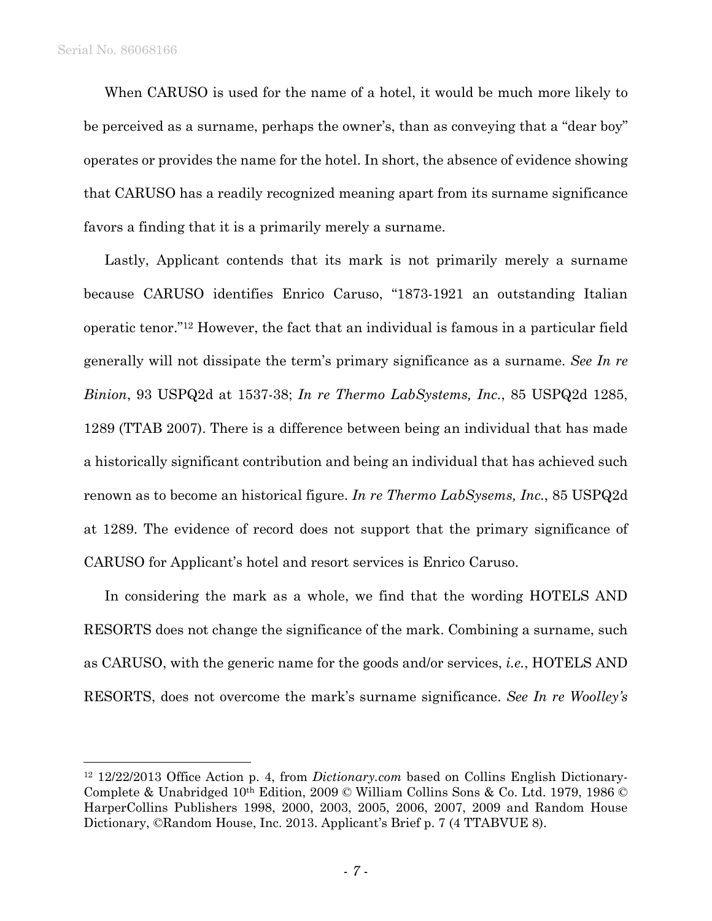When CARUSO is used for the name of a hotel, it would be much more likely to be perceived as a surname, perhaps the owner's, than as conveying that a "dear boy" operates or provides the name for the hotel. In short, the absence of evidence showing that CARUSO has a readily recognized meaning apart from its surname significance favors a finding that it is a primarily merely a surname.

Lastly, Applicant contends that its mark is not primarily merely a surname because CARUSO identifies Enrico Caruso, "1873-1921 an outstanding Italian operatic tenor."[12] However, the fact that an individual is famous in a particular field generally will not dissipate the term's primary significance as a surname. *See In re Binion*, 93 USPQ2d at 1537-38; *In re Thermo LabSystems, Inc.*, 85 USPQ2d 1285, 1289 (TTAB 2007). There is a difference between being an individual that has made a historically significant contribution and being an individual that has achieved such renown as to become an historical figure. *In re Thermo LabSysems, Inc.*, 85 USPQ2d at 1289. The evidence of record does not support that the primary significance of CARUSO for Applicant's hotel and resort services is Enrico Caruso.

In considering the mark as a whole, we find that the wording HOTELS AND RESORTS does not change the significance of the mark. Combining a surname, such as CARUSO, with the generic name for the goods and/or services, *i.e.*, HOTELS AND RESORTS, does not overcome the mark's surname significance. *See In re Woolley's*

---

[12] 12/22/2013 Office Action p. 4, from *Dictionary.com* based on Collins English Dictionary-Complete & Unabridged 10th Edition, 2009 © William Collins Sons & Co. Ltd. 1979, 1986 © HarperCollins Publishers 1998, 2000, 2003, 2005, 2006, 2007, 2009 and Random House Dictionary, ©Random House, Inc. 2013. Applicant's Brief p. 7 (4 TTABVUE 8).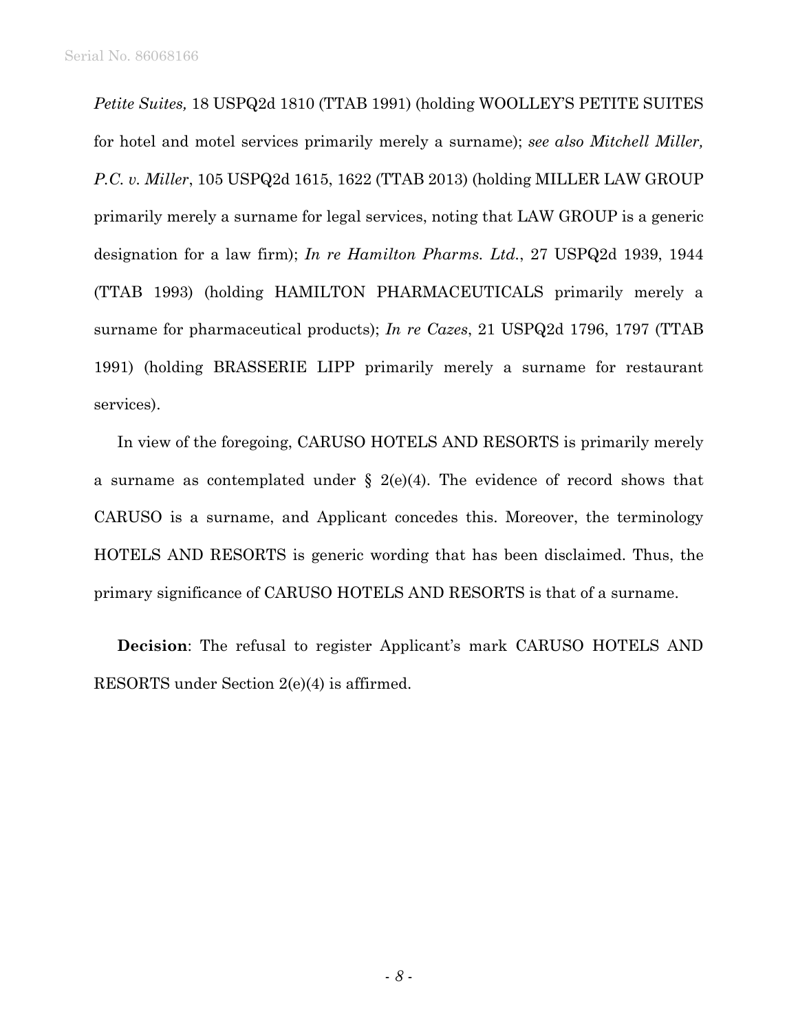*Petite Suites,* 18 USPQ2d 1810 (TTAB 1991) (holding WOOLLEY'S PETITE SUITES for hotel and motel services primarily merely a surname); *see also Mitchell Miller, P.C. v. Miller*, 105 USPQ2d 1615, 1622 (TTAB 2013) (holding MILLER LAW GROUP primarily merely a surname for legal services, noting that LAW GROUP is a generic designation for a law firm); *In re Hamilton Pharms. Ltd.*, 27 USPQ2d 1939, 1944 (TTAB 1993) (holding HAMILTON PHARMACEUTICALS primarily merely a surname for pharmaceutical products); *In re Cazes*, 21 USPQ2d 1796, 1797 (TTAB 1991) (holding BRASSERIE LIPP primarily merely a surname for restaurant services).

In view of the foregoing, CARUSO HOTELS AND RESORTS is primarily merely a surname as contemplated under § 2(e)(4). The evidence of record shows that CARUSO is a surname, and Applicant concedes this. Moreover, the terminology HOTELS AND RESORTS is generic wording that has been disclaimed. Thus, the primary significance of CARUSO HOTELS AND RESORTS is that of a surname.

**Decision**: The refusal to register Applicant's mark CARUSO HOTELS AND RESORTS under Section 2(e)(4) is affirmed.